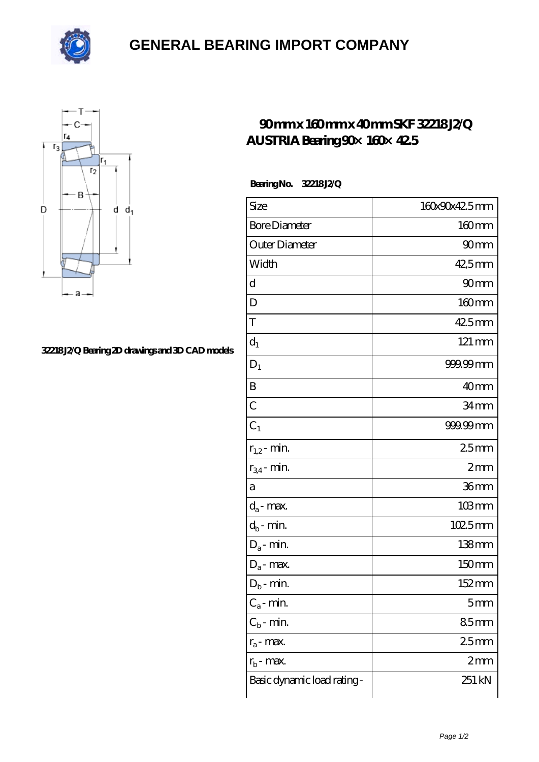# GENERAL BEARING IMPORT COMPANY

32218 J2/Q Bearing 2D drawings and 3D CAD models

## 90 mm x 160 mm x 40 mm SKF 32218 J2/Q AUSTRIA Bearing 90× 160× 42.5

**Bearing No. 32218 J2/Q**

| | |
|---|---|
| Size | 160x90x42.5 mm |
| Bore Diameter | 160 mm |
| Outer Diameter | 90 mm |
| Width | 42,5 mm |
| d | 90 mm |
| D | 160 mm |
| T | 42.5 mm |
| $d_1$ | 121 mm |
| $D_1$ | 999.99 mm |
| B | 40 mm |
| C | 34 mm |
| $C_1$ | 999.99 mm |
| $r_{1,2}$ - min. | 2.5 mm |
| $r_{3,4}$ - min. | 2 mm |
| a | 36 mm |
| $d_a$ - max. | 103 mm |
| $d_b$ - min. | 102.5 mm |
| $D_a$ - min. | 138 mm |
| $D_a$ - max. | 150 mm |
| $D_b$ - min. | 152 mm |
| $C_a$ - min. | 5 mm |
| $C_b$ - min. | 8.5 mm |
| $r_a$ - max. | 2.5 mm |
| $r_b$ - max. | 2 mm |
| Basic dynamic load rating - | 251 kN |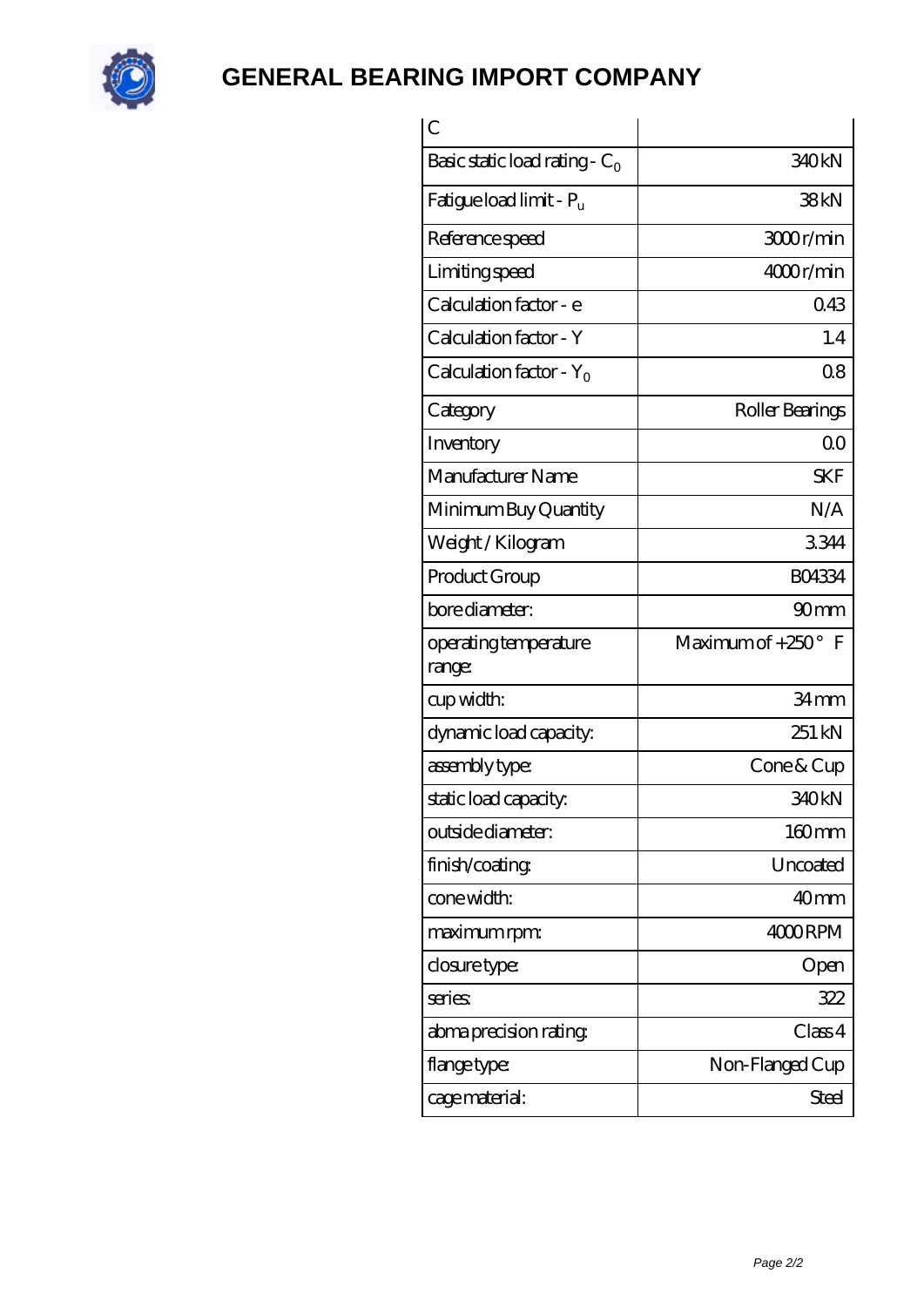# GENERAL BEARING IMPORT COMPANY

| | |
|---|---|
| C | |
| Basic static load rating - $C_0$ | 340 kN |
| Fatigue load limit - $P_u$ | 38 kN |
| Reference speed | 3000 r/min |
| Limiting speed | 4000 r/min |
| Calculation factor - e | 0.43 |
| Calculation factor - Y | 1.4 |
| Calculation factor - $Y_0$ | 0.8 |
| Category | Roller Bearings |
| Inventory | 0.0 |
| Manufacturer Name | SKF |
| Minimum Buy Quantity | N/A |
| Weight / Kilogram | 3.344 |
| Product Group | B04334 |
| bore diameter: | 90 mm |
| operating temperature range: | Maximum of +250° F |
| cup width: | 34 mm |
| dynamic load capacity: | 251 kN |
| assembly type: | Cone & Cup |
| static load capacity: | 340 kN |
| outside diameter: | 160 mm |
| finish/coating: | Uncoated |
| cone width: | 40 mm |
| maximum rpm: | 4000 RPM |
| closure type: | Open |
| series: | 322 |
| abma precision rating: | Class 4 |
| flange type: | Non-Flanged Cup |
| cage material: | Steel |